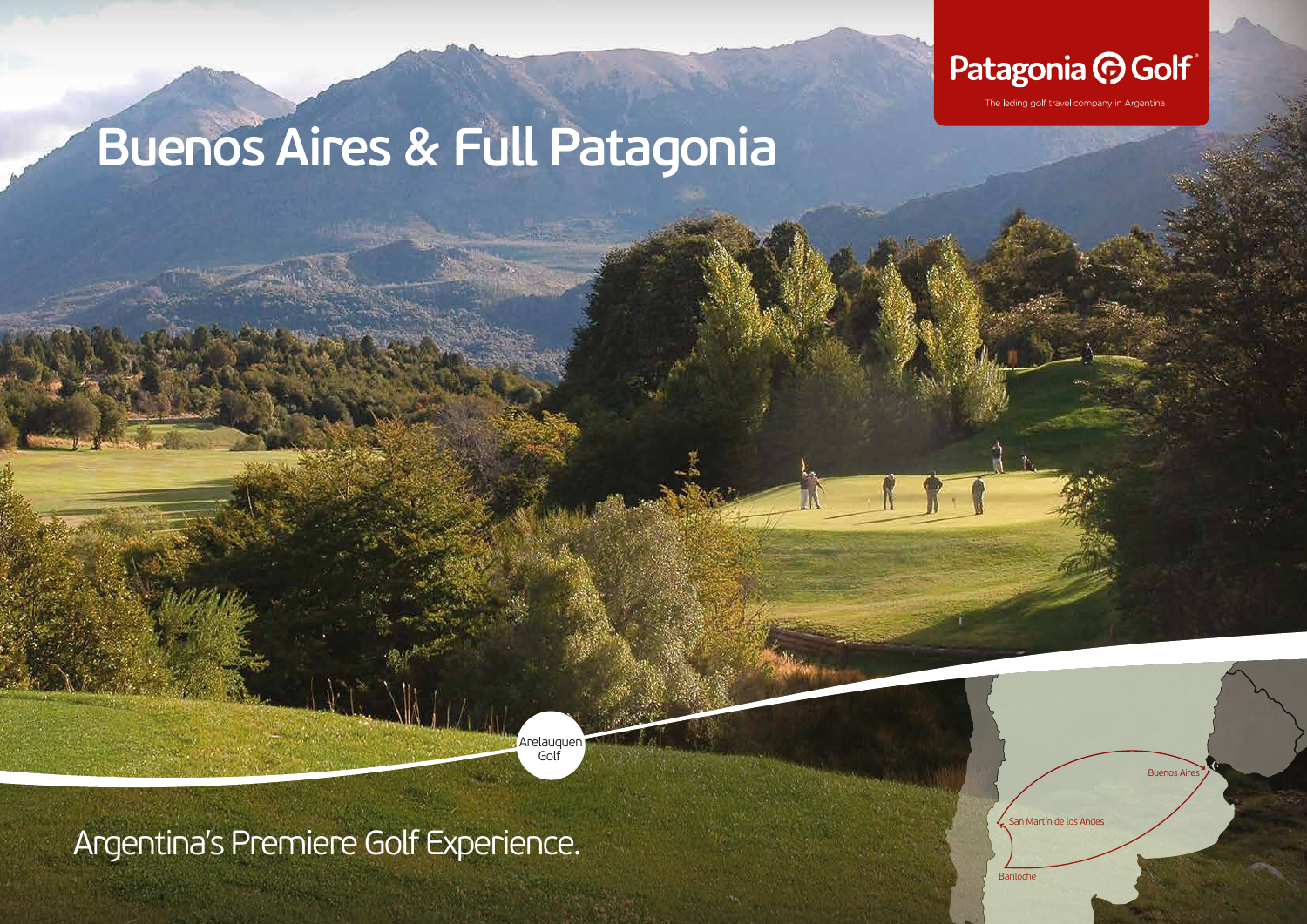Patagonia Golf

The leding golf travel company in Argentina

# Buenos Aires & Full Patagonia

Arelauquen Golf

Argentina's Premiere Golf Experience.

Buenos Aires

San Martín de los Andes

Bariloche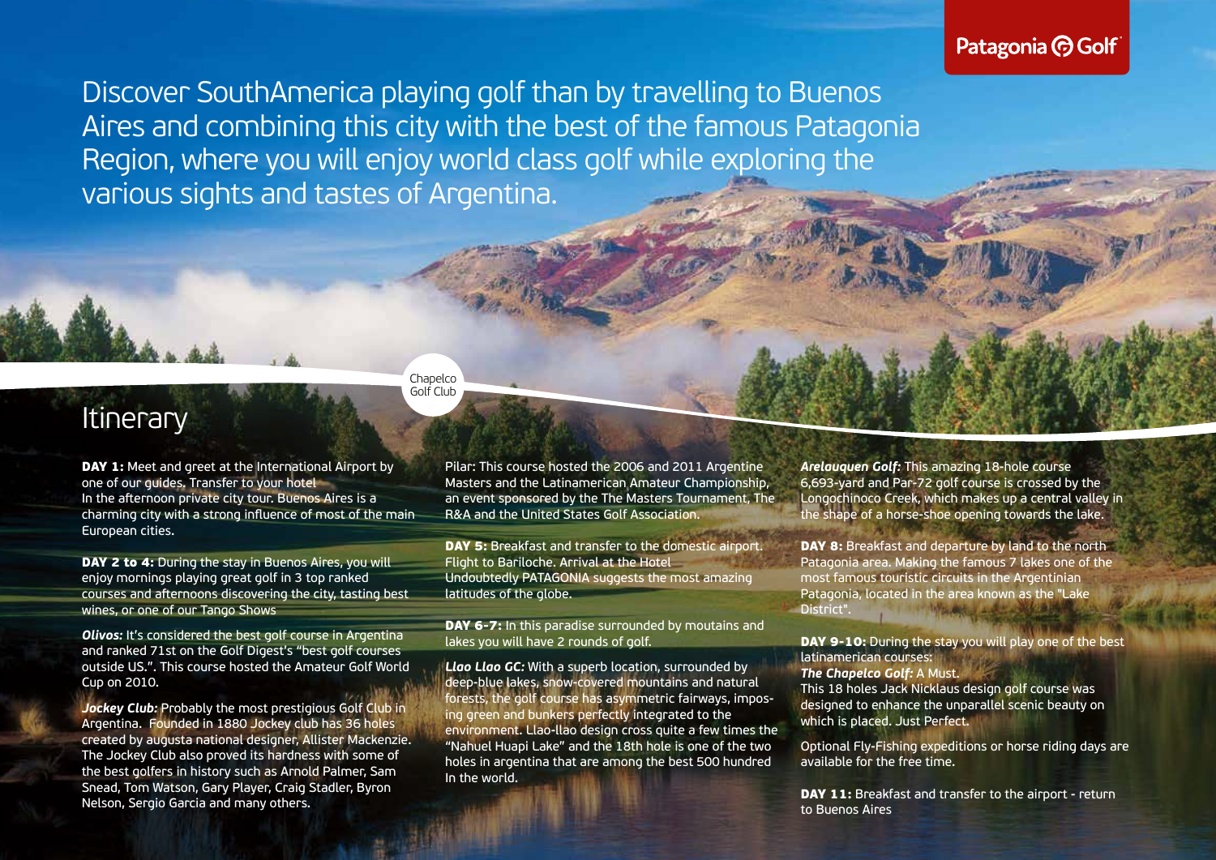Discover SouthAmerica playing golf than by travelling to Buenos Aires and combining this city with the best of the famous Patagonia Region, where you will enjoy world class golf while exploring the various sights and tastes of Argentina.

Chapelco Golf Club

# Itinerary

**DAY 1:** Meet and greet at the International Airport by one of our guides. Transfer to your hotel
In the afternoon private city tour. Buenos Aires is a charming city with a strong influence of most of the main European cities.

**DAY 2 to 4:** During the stay in Buenos Aires, you will enjoy mornings playing great golf in 3 top ranked courses and afternoons discovering the city, tasting best wines, or one of our Tango Shows

***Olivos:*** It's considered the best golf course in Argentina and ranked 71st on the Golf Digest's "best golf courses outside US.". This course hosted the Amateur Golf World Cup on 2010.

***Jockey Club:*** Probably the most prestigious Golf Club in Argentina. Founded in 1880 Jockey club has 36 holes created by augusta national designer, Allister Mackenzie. The Jockey Club also proved its hardness with some of the best golfers in history such as Arnold Palmer, Sam Snead, Tom Watson, Gary Player, Craig Stadler, Byron Nelson, Sergio Garcia and many others.

Pilar: This course hosted the 2006 and 2011 Argentine Masters and the Latinamerican Amateur Championship, an event sponsored by the The Masters Tournament, The R&A and the United States Golf Association.

**DAY 5:** Breakfast and transfer to the domestic airport. Flight to Bariloche. Arrival at the Hotel
Undoubtedly PATAGONIA suggests the most amazing latitudes of the globe.

**DAY 6-7:** In this paradise surrounded by moutains and lakes you will have 2 rounds of golf.

***Llao Llao GC:*** With a superb location, surrounded by deep-blue lakes, snow-covered mountains and natural forests, the golf course has asymmetric fairways, imposing green and bunkers perfectly integrated to the environment. Llao-llao design cross quite a few times the "Nahuel Huapi Lake" and the 18th hole is one of the two holes in argentina that are among the best 500 hundred In the world.

***Arelauquen Golf:*** This amazing 18-hole course 6,693-yard and Par-72 golf course is crossed by the Longochinoco Creek, which makes up a central valley in the shape of a horse-shoe opening towards the lake.

**DAY 8:** Breakfast and departure by land to the north Patagonia area. Making the famous 7 lakes one of the most famous touristic circuits in the Argentinian Patagonia, located in the area known as the "Lake District".

**DAY 9-10:** During the stay you will play one of the best latinamerican courses:
***The Chapelco Golf:*** A Must.
This 18 holes Jack Nicklaus design golf course was designed to enhance the unparallel scenic beauty on which is placed. Just Perfect.

Optional Fly-Fishing expeditions or horse riding days are available for the free time.

**DAY 11:** Breakfast and transfer to the airport - return to Buenos Aires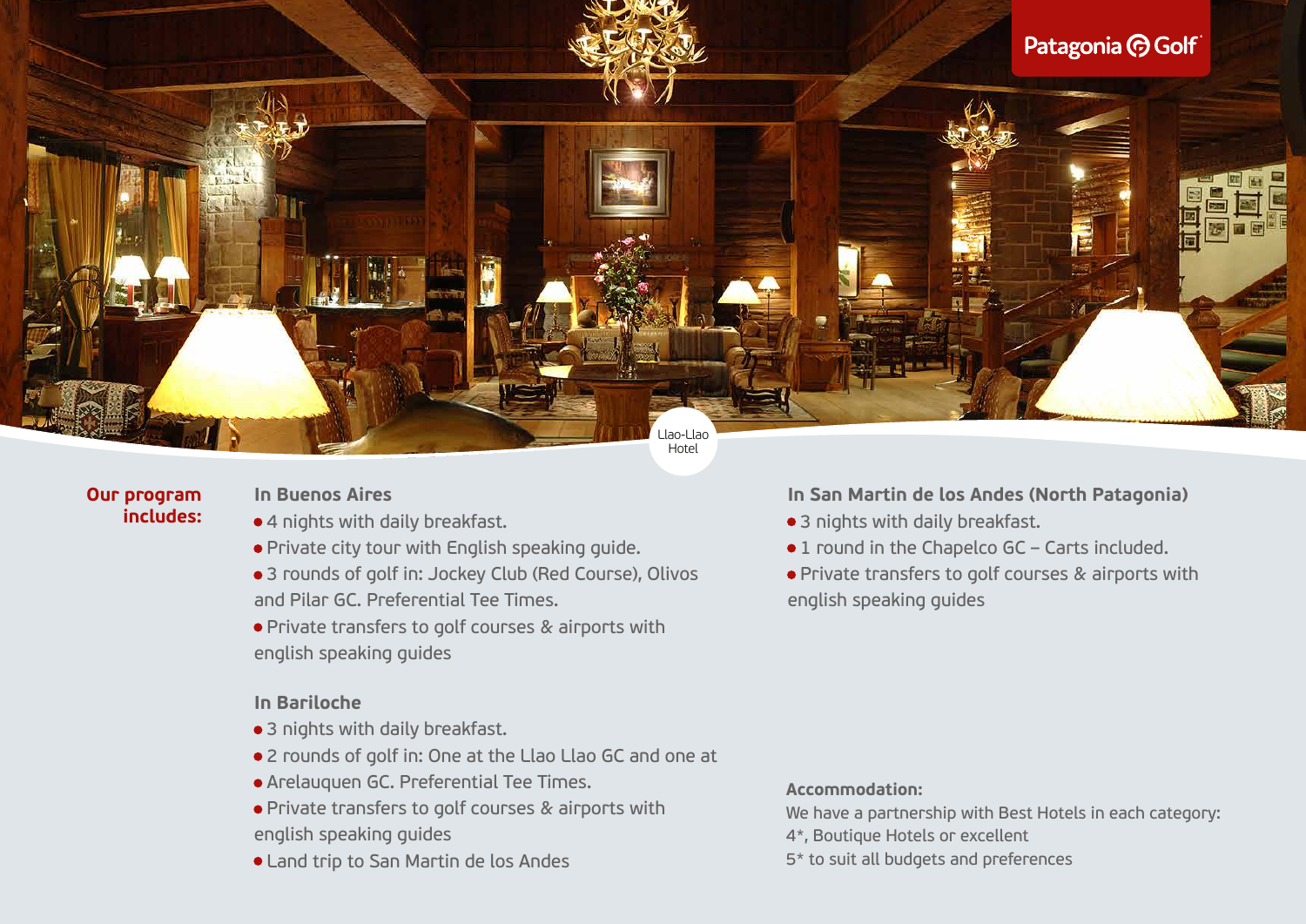Patagonia Golf

Llao-Llao Hotel

**Our program includes:**

### In Buenos Aires

- 4 nights with daily breakfast.
- Private city tour with English speaking guide.
- 3 rounds of golf in: Jockey Club (Red Course), Olivos and Pilar GC. Preferential Tee Times.
- Private transfers to golf courses & airports with english speaking guides

### In Bariloche

- 3 nights with daily breakfast.
- 2 rounds of golf in: One at the Llao Llao GC and one at
- Arelauquen GC. Preferential Tee Times.
- Private transfers to golf courses & airports with english speaking guides
- Land trip to San Martin de los Andes

### In San Martin de los Andes (North Patagonia)

- 3 nights with daily breakfast.
- 1 round in the Chapelco GC – Carts included.
- Private transfers to golf courses & airports with english speaking guides

**Accommodation:**

We have a partnership with Best Hotels in each category: 4*, Boutique Hotels or excellent 5* to suit all budgets and preferences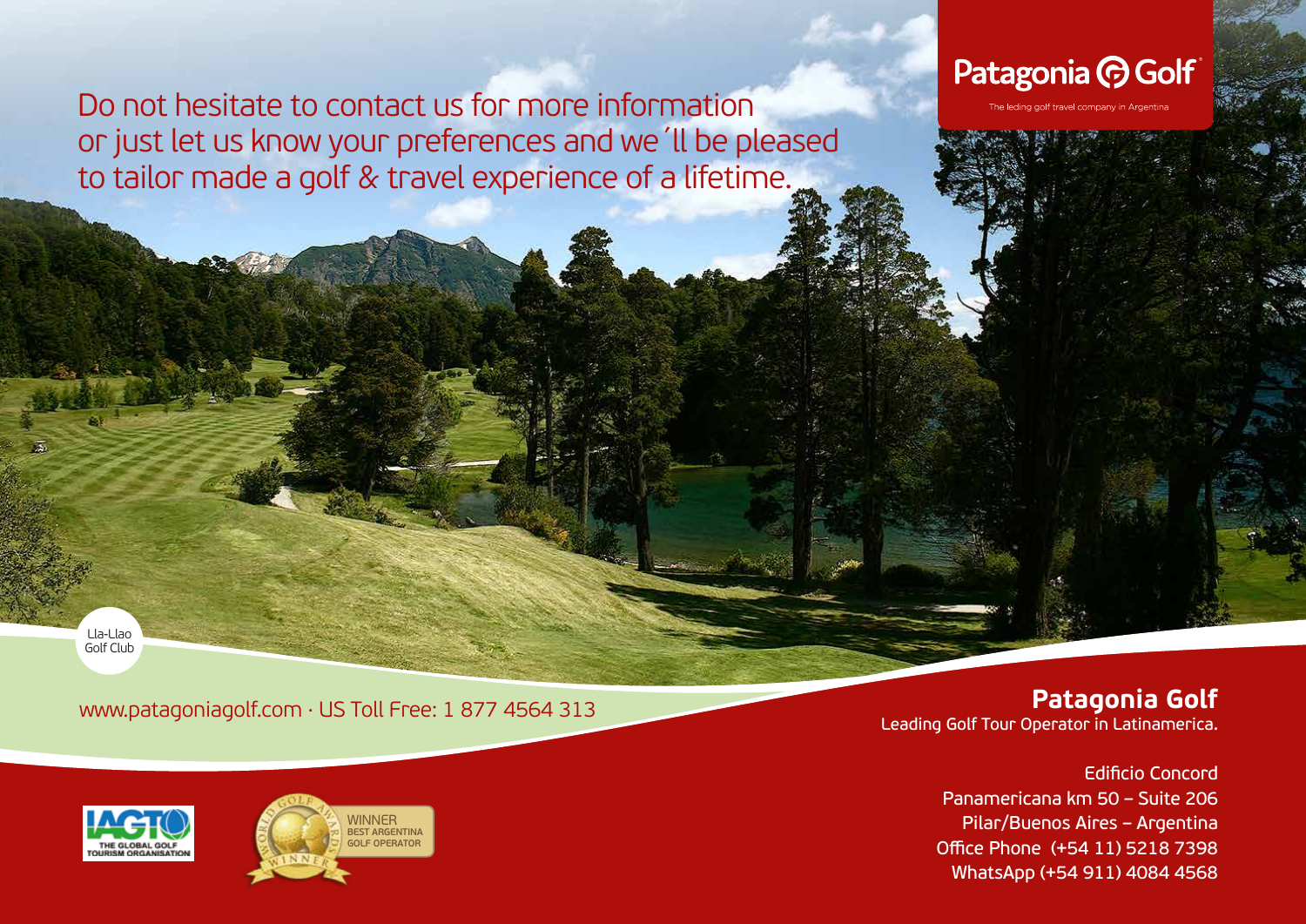Do not hesitate to contact us for more information or just let us know your preferences and we´ll be pleased to tailor made a golf & travel experience of a lifetime.

Patagonia Golf

The leding golf travel company in Argentina

Lla-Llao Golf Club

www.patagoniagolf.com · US Toll Free: 1 877 4564 313

**Patagonia Golf**

Leading Golf Tour Operator in Latinamerica.

Edificio Concord
Panamericana km 50 – Suite 206
Pilar/Buenos Aires – Argentina
Office Phone (+54 11) 5218 7398
WhatsApp (+54 911) 4084 4568

IAGTO THE GLOBAL GOLF TOURISM ORGANISATION

WORLD GOLF AWARDS WINNER — WINNER BEST ARGENTINA GOLF OPERATOR